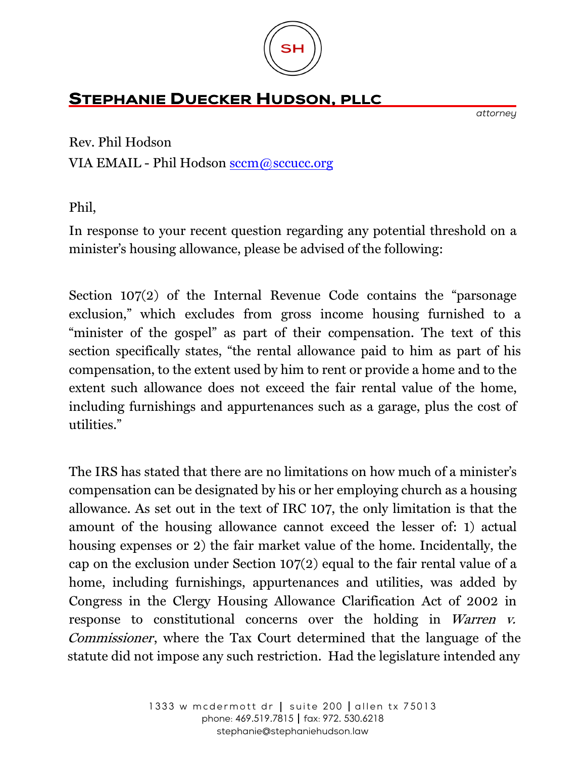# Stephanie Duecker Hudson, PLLC

*attorney*

Rev. Phil Hodson
VIA EMAIL - Phil Hodson sccm@sccucc.org

Phil,

In response to your recent question regarding any potential threshold on a minister's housing allowance, please be advised of the following:

Section 107(2) of the Internal Revenue Code contains the "parsonage exclusion," which excludes from gross income housing furnished to a "minister of the gospel" as part of their compensation. The text of this section specifically states, "the rental allowance paid to him as part of his compensation, to the extent used by him to rent or provide a home and to the extent such allowance does not exceed the fair rental value of the home, including furnishings and appurtenances such as a garage, plus the cost of utilities."

The IRS has stated that there are no limitations on how much of a minister's compensation can be designated by his or her employing church as a housing allowance. As set out in the text of IRC 107, the only limitation is that the amount of the housing allowance cannot exceed the lesser of: 1) actual housing expenses or 2) the fair market value of the home. Incidentally, the cap on the exclusion under Section 107(2) equal to the fair rental value of a home, including furnishings, appurtenances and utilities, was added by Congress in the Clergy Housing Allowance Clarification Act of 2002 in response to constitutional concerns over the holding in *Warren v. Commissioner*, where the Tax Court determined that the language of the statute did not impose any such restriction. Had the legislature intended any

1333 w mcdermott dr | suite 200 | allen tx 75013
phone: 469.519.7815 | fax: 972. 530.6218
stephanie@stephaniehudson.law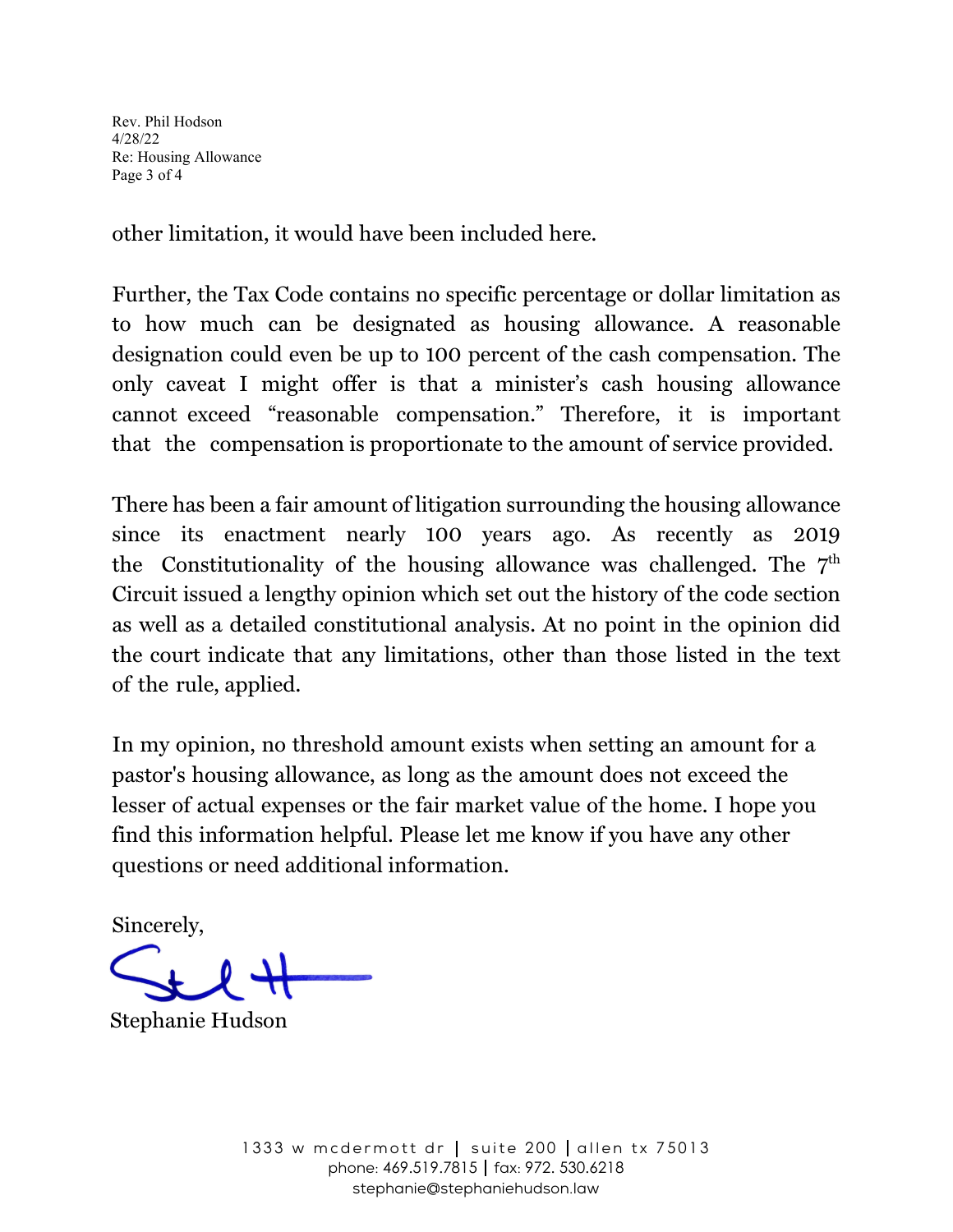other limitation, it would have been included here.

Further, the Tax Code contains no specific percentage or dollar limitation as to how much can be designated as housing allowance. A reasonable designation could even be up to 100 percent of the cash compensation. The only caveat I might offer is that a minister's cash housing allowance cannot exceed "reasonable compensation." Therefore, it is important that the compensation is proportionate to the amount of service provided.

There has been a fair amount of litigation surrounding the housing allowance since its enactment nearly 100 years ago. As recently as 2019 the Constitutionality of the housing allowance was challenged. The 7th Circuit issued a lengthy opinion which set out the history of the code section as well as a detailed constitutional analysis. At no point in the opinion did the court indicate that any limitations, other than those listed in the text of the rule, applied.

In my opinion, no threshold amount exists when setting an amount for a pastor's housing allowance, as long as the amount does not exceed the lesser of actual expenses or the fair market value of the home. I hope you find this information helpful. Please let me know if you have any other questions or need additional information.

Sincerely,

Stephanie Hudson

1333 w mcdermott dr | suite 200 | allen tx 75013
phone: 469.519.7815 | fax: 972. 530.6218
stephanie@stephaniehudson.law